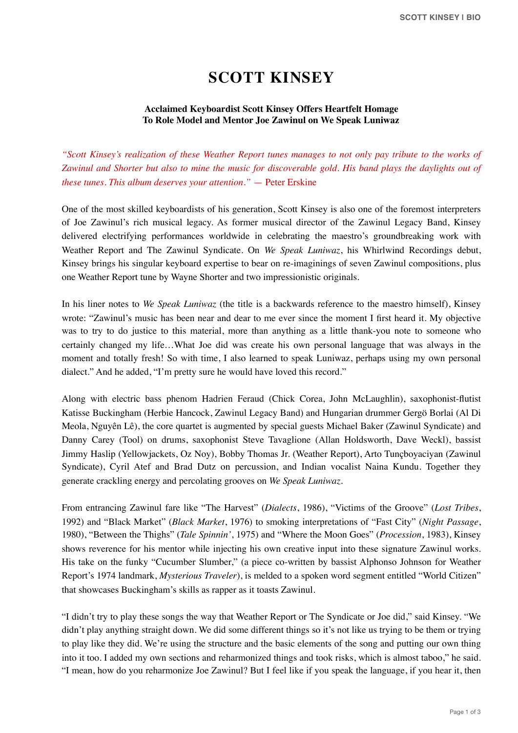# SCOTT KINSEY

**Acclaimed Keyboardist Scott Kinsey Offers Heartfelt Homage To Role Model and Mentor Joe Zawinul on We Speak Luniwaz**

*"Scott Kinsey's realization of these Weather Report tunes manages to not only pay tribute to the works of Zawinul and Shorter but also to mine the music for discoverable gold. His band plays the daylights out of these tunes. This album deserves your attention."* — Peter Erskine

One of the most skilled keyboardists of his generation, Scott Kinsey is also one of the foremost interpreters of Joe Zawinul's rich musical legacy. As former musical director of the Zawinul Legacy Band, Kinsey delivered electrifying performances worldwide in celebrating the maestro's groundbreaking work with Weather Report and The Zawinul Syndicate. On *We Speak Luniwaz*, his Whirlwind Recordings debut, Kinsey brings his singular keyboard expertise to bear on re-imaginings of seven Zawinul compositions, plus one Weather Report tune by Wayne Shorter and two impressionistic originals.

In his liner notes to *We Speak Luniwaz* (the title is a backwards reference to the maestro himself), Kinsey wrote: "Zawinul's music has been near and dear to me ever since the moment I first heard it. My objective was to try to do justice to this material, more than anything as a little thank-you note to someone who certainly changed my life…What Joe did was create his own personal language that was always in the moment and totally fresh! So with time, I also learned to speak Luniwaz, perhaps using my own personal dialect." And he added, "I'm pretty sure he would have loved this record."

Along with electric bass phenom Hadrien Feraud (Chick Corea, John McLaughlin), saxophonist-flutist Katisse Buckingham (Herbie Hancock, Zawinul Legacy Band) and Hungarian drummer Gergö Borlai (Al Di Meola, Nguyên Lê), the core quartet is augmented by special guests Michael Baker (Zawinul Syndicate) and Danny Carey (Tool) on drums, saxophonist Steve Tavaglione (Allan Holdsworth, Dave Weckl), bassist Jimmy Haslip (Yellowjackets, Oz Noy), Bobby Thomas Jr. (Weather Report), Arto Tunçboyaciyan (Zawinul Syndicate), Cyril Atef and Brad Dutz on percussion, and Indian vocalist Naina Kundu. Together they generate crackling energy and percolating grooves on *We Speak Luniwaz*.

From entrancing Zawinul fare like "The Harvest" (*Dialects*, 1986), "Victims of the Groove" (*Lost Tribes*, 1992) and "Black Market" (*Black Market*, 1976) to smoking interpretations of "Fast City" (*Night Passage*, 1980), "Between the Thighs" (*Tale Spinnin'*, 1975) and "Where the Moon Goes" (*Procession*, 1983), Kinsey shows reverence for his mentor while injecting his own creative input into these signature Zawinul works. His take on the funky "Cucumber Slumber," (a piece co-written by bassist Alphonso Johnson for Weather Report's 1974 landmark, *Mysterious Traveler*), is melded to a spoken word segment entitled "World Citizen" that showcases Buckingham's skills as rapper as it toasts Zawinul.

"I didn't try to play these songs the way that Weather Report or The Syndicate or Joe did," said Kinsey. "We didn't play anything straight down. We did some different things so it's not like us trying to be them or trying to play like they did. We're using the structure and the basic elements of the song and putting our own thing into it too. I added my own sections and reharmonized things and took risks, which is almost taboo," he said. "I mean, how do you reharmonize Joe Zawinul? But I feel like if you speak the language, if you hear it, then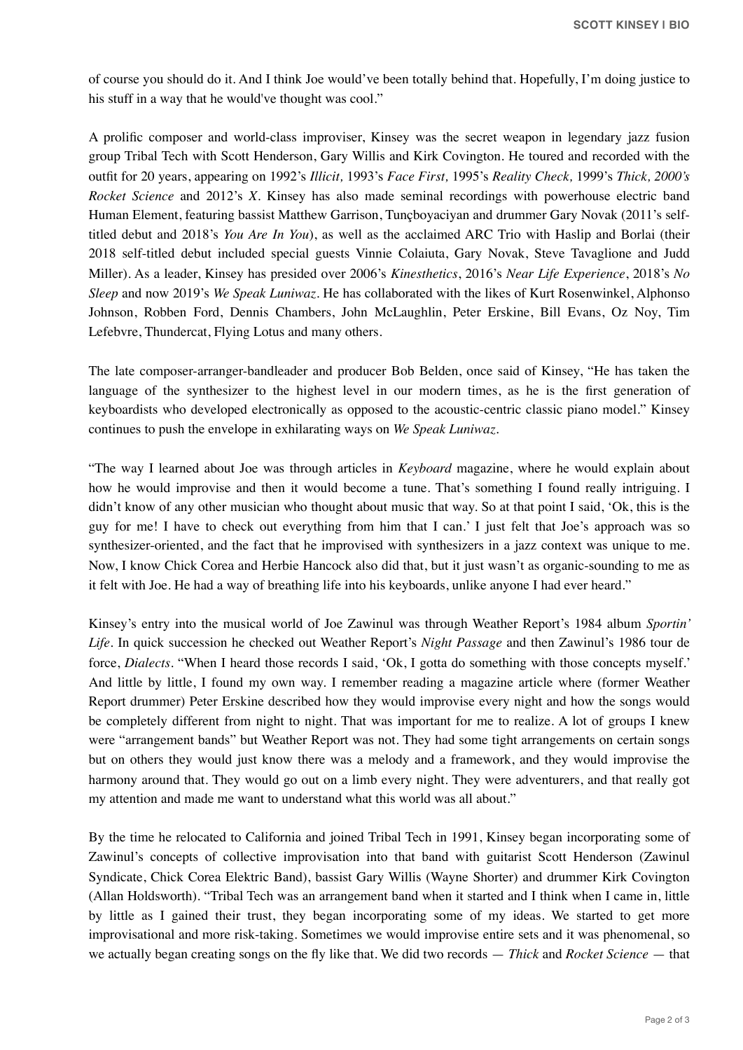of course you should do it. And I think Joe would've been totally behind that. Hopefully, I'm doing justice to his stuff in a way that he would've thought was cool."

A prolific composer and world-class improviser, Kinsey was the secret weapon in legendary jazz fusion group Tribal Tech with Scott Henderson, Gary Willis and Kirk Covington. He toured and recorded with the outfit for 20 years, appearing on 1992's *Illicit,* 1993's *Face First,* 1995's *Reality Check,* 1999's *Thick, 2000's Rocket Science* and 2012's *X*. Kinsey has also made seminal recordings with powerhouse electric band Human Element, featuring bassist Matthew Garrison, Tunçboyaciyan and drummer Gary Novak (2011's self-titled debut and 2018's *You Are In You*), as well as the acclaimed ARC Trio with Haslip and Borlai (their 2018 self-titled debut included special guests Vinnie Colaiuta, Gary Novak, Steve Tavaglione and Judd Miller). As a leader, Kinsey has presided over 2006's *Kinesthetics*, 2016's *Near Life Experience*, 2018's *No Sleep* and now 2019's *We Speak Luniwaz*. He has collaborated with the likes of Kurt Rosenwinkel, Alphonso Johnson, Robben Ford, Dennis Chambers, John McLaughlin, Peter Erskine, Bill Evans, Oz Noy, Tim Lefebvre, Thundercat, Flying Lotus and many others.

The late composer-arranger-bandleader and producer Bob Belden, once said of Kinsey, "He has taken the language of the synthesizer to the highest level in our modern times, as he is the first generation of keyboardists who developed electronically as opposed to the acoustic-centric classic piano model." Kinsey continues to push the envelope in exhilarating ways on *We Speak Luniwaz*.

"The way I learned about Joe was through articles in *Keyboard* magazine, where he would explain about how he would improvise and then it would become a tune. That's something I found really intriguing. I didn't know of any other musician who thought about music that way. So at that point I said, 'Ok, this is the guy for me! I have to check out everything from him that I can.' I just felt that Joe's approach was so synthesizer-oriented, and the fact that he improvised with synthesizers in a jazz context was unique to me. Now, I know Chick Corea and Herbie Hancock also did that, but it just wasn't as organic-sounding to me as it felt with Joe. He had a way of breathing life into his keyboards, unlike anyone I had ever heard."

Kinsey's entry into the musical world of Joe Zawinul was through Weather Report's 1984 album *Sportin' Life*. In quick succession he checked out Weather Report's *Night Passage* and then Zawinul's 1986 tour de force, *Dialects*. "When I heard those records I said, 'Ok, I gotta do something with those concepts myself.' And little by little, I found my own way. I remember reading a magazine article where (former Weather Report drummer) Peter Erskine described how they would improvise every night and how the songs would be completely different from night to night. That was important for me to realize. A lot of groups I knew were "arrangement bands" but Weather Report was not. They had some tight arrangements on certain songs but on others they would just know there was a melody and a framework, and they would improvise the harmony around that. They would go out on a limb every night. They were adventurers, and that really got my attention and made me want to understand what this world was all about."

By the time he relocated to California and joined Tribal Tech in 1991, Kinsey began incorporating some of Zawinul's concepts of collective improvisation into that band with guitarist Scott Henderson (Zawinul Syndicate, Chick Corea Elektric Band), bassist Gary Willis (Wayne Shorter) and drummer Kirk Covington (Allan Holdsworth). "Tribal Tech was an arrangement band when it started and I think when I came in, little by little as I gained their trust, they began incorporating some of my ideas. We started to get more improvisational and more risk-taking. Sometimes we would improvise entire sets and it was phenomenal, so we actually began creating songs on the fly like that. We did two records — *Thick* and *Rocket Science* — that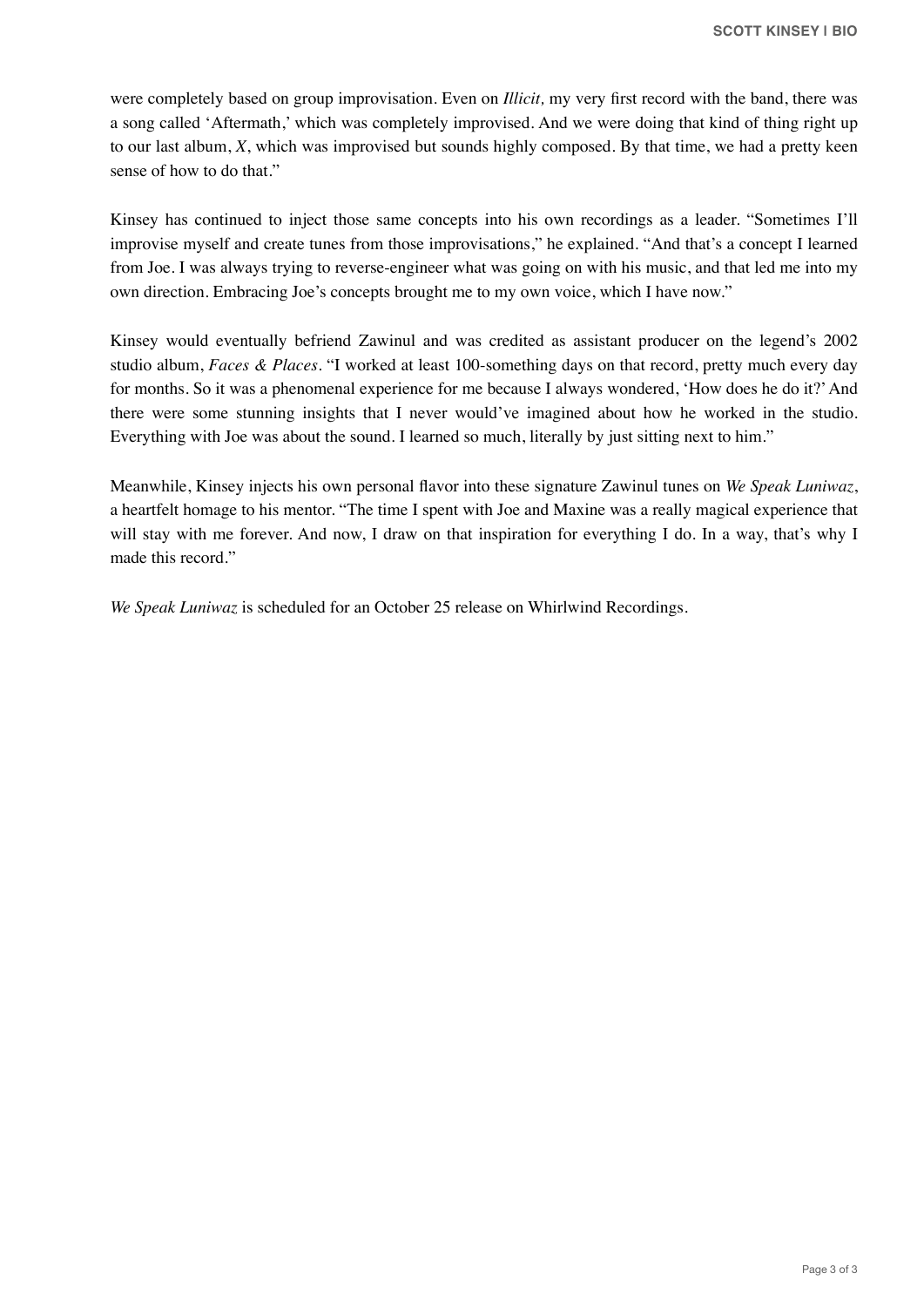were completely based on group improvisation. Even on *Illicit,* my very first record with the band, there was a song called 'Aftermath,' which was completely improvised. And we were doing that kind of thing right up to our last album, *X*, which was improvised but sounds highly composed. By that time, we had a pretty keen sense of how to do that."

Kinsey has continued to inject those same concepts into his own recordings as a leader. "Sometimes I'll improvise myself and create tunes from those improvisations," he explained. "And that's a concept I learned from Joe. I was always trying to reverse-engineer what was going on with his music, and that led me into my own direction. Embracing Joe's concepts brought me to my own voice, which I have now."

Kinsey would eventually befriend Zawinul and was credited as assistant producer on the legend's 2002 studio album, *Faces & Places*. "I worked at least 100-something days on that record, pretty much every day for months. So it was a phenomenal experience for me because I always wondered, 'How does he do it?' And there were some stunning insights that I never would've imagined about how he worked in the studio. Everything with Joe was about the sound. I learned so much, literally by just sitting next to him."

Meanwhile, Kinsey injects his own personal flavor into these signature Zawinul tunes on *We Speak Luniwaz*, a heartfelt homage to his mentor. "The time I spent with Joe and Maxine was a really magical experience that will stay with me forever. And now, I draw on that inspiration for everything I do. In a way, that's why I made this record."

*We Speak Luniwaz* is scheduled for an October 25 release on Whirlwind Recordings.